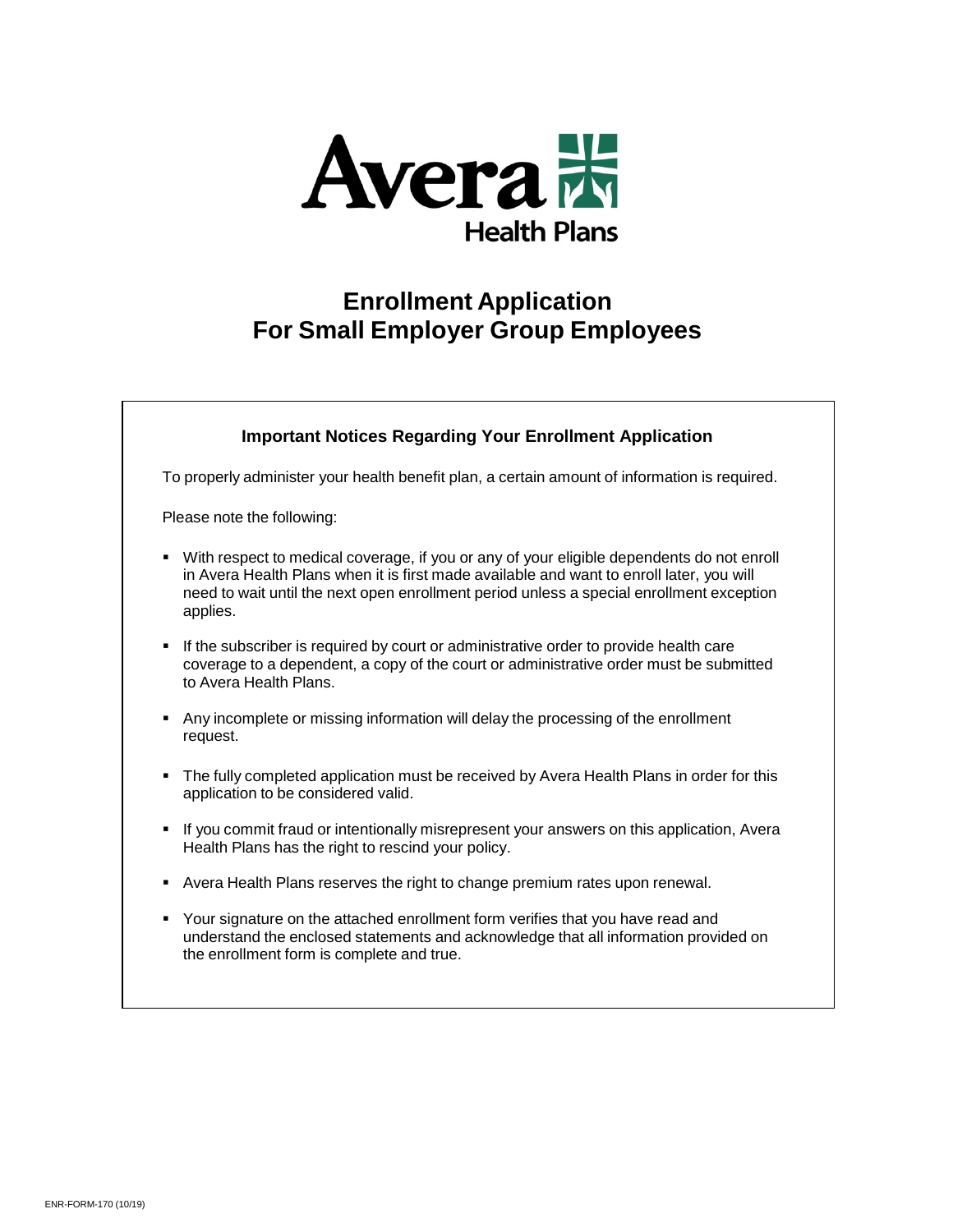Avera Health Plans

# Enrollment Application For Small Employer Group Employees

## Important Notices Regarding Your Enrollment Application

To properly administer your health benefit plan, a certain amount of information is required.

Please note the following:

- With respect to medical coverage, if you or any of your eligible dependents do not enroll in Avera Health Plans when it is first made available and want to enroll later, you will need to wait until the next open enrollment period unless a special enrollment exception applies.
- If the subscriber is required by court or administrative order to provide health care coverage to a dependent, a copy of the court or administrative order must be submitted to Avera Health Plans.
- Any incomplete or missing information will delay the processing of the enrollment request.
- The fully completed application must be received by Avera Health Plans in order for this application to be considered valid.
- If you commit fraud or intentionally misrepresent your answers on this application, Avera Health Plans has the right to rescind your policy.
- Avera Health Plans reserves the right to change premium rates upon renewal.
- Your signature on the attached enrollment form verifies that you have read and understand the enclosed statements and acknowledge that all information provided on the enrollment form is complete and true.

ENR-FORM-170 (10/19)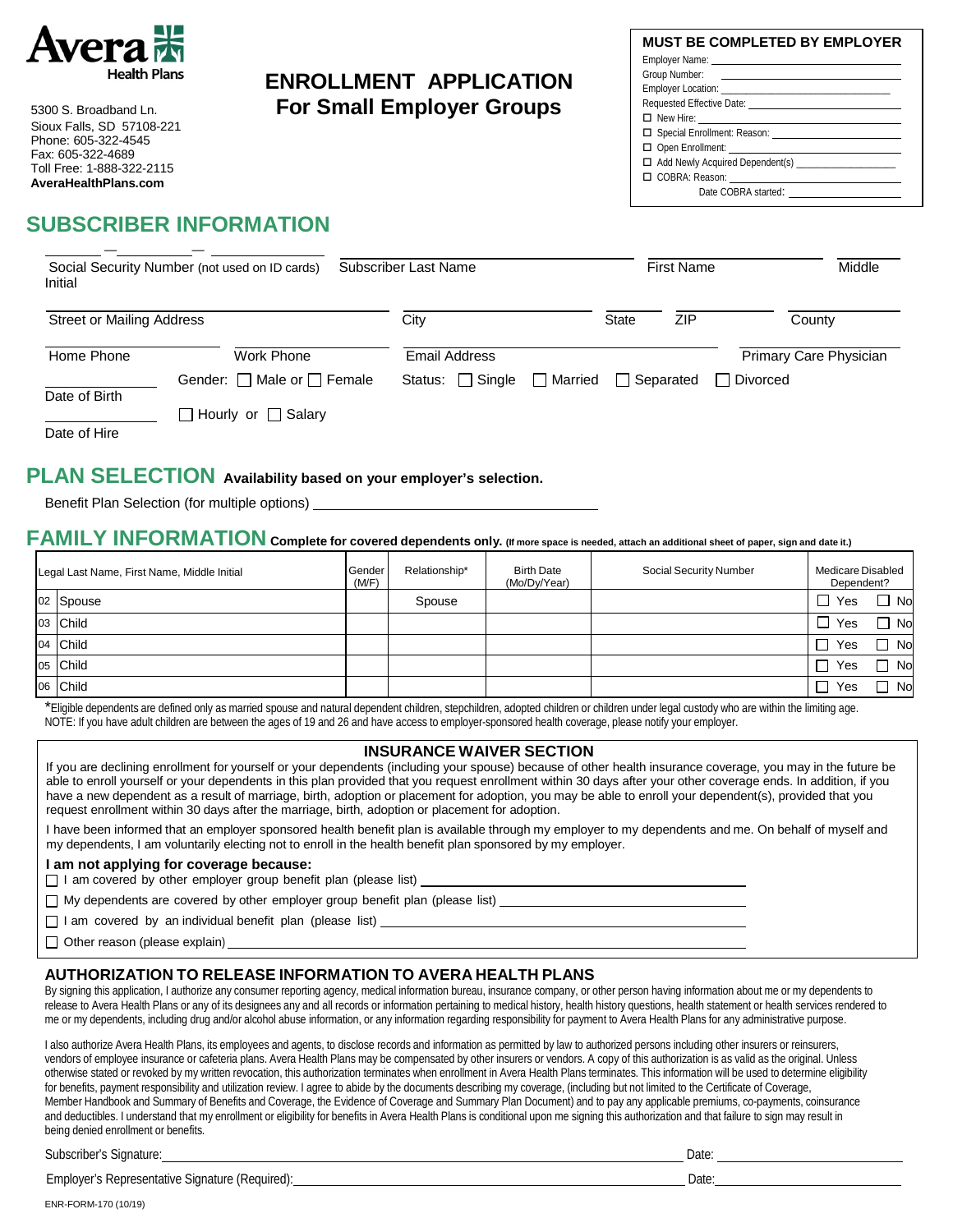Avera Health Plans

5300 S. Broadband Ln.
Sioux Falls, SD 57108-221
Phone: 605-322-4545
Fax: 605-322-4689
Toll Free: 1-888-322-2115
**AveraHealthPlans.com**

# ENROLLMENT APPLICATION
## For Small Employer Groups

**MUST BE COMPLETED BY EMPLOYER**

Employer Name: \_\_\_\_\_\_\_\_\_\_\_\_\_\_\_\_\_\_\_\_
Group Number: \_\_\_\_\_\_\_\_\_\_\_\_\_\_\_\_\_\_\_\_
Employer Location: \_\_\_\_\_\_\_\_\_\_\_\_\_\_\_\_\_\_\_\_
Requested Effective Date: \_\_\_\_\_\_\_\_\_\_\_\_\_\_\_\_\_\_\_\_
☐ New Hire: \_\_\_\_\_\_\_\_\_\_\_\_\_\_\_\_\_\_\_\_
☐ Special Enrollment: Reason: \_\_\_\_\_\_\_\_\_\_\_\_\_\_\_\_\_\_\_\_
☐ Open Enrollment: \_\_\_\_\_\_\_\_\_\_\_\_\_\_\_\_\_\_\_\_
☐ Add Newly Acquired Dependent(s) \_\_\_\_\_\_\_\_\_\_\_\_\_\_\_\_\_\_\_\_
☐ COBRA: Reason: \_\_\_\_\_\_\_\_\_\_\_\_\_\_\_\_\_\_\_\_
Date COBRA started: \_\_\_\_\_\_\_\_\_\_\_\_\_\_\_\_\_\_\_\_

## SUBSCRIBER INFORMATION

\_\_\_\_ – \_\_\_\_ – \_\_\_\_
Social Security Number (not used on ID cards) | Subscriber Last Name | First Name | Middle Initial

Street or Mailing Address | City | State | ZIP | County

Home Phone | Work Phone | Email Address | Primary Care Physician

Date of Birth | Gender: ☐ Male or ☐ Female | Status: ☐ Single ☐ Married ☐ Separated ☐ Divorced

Date of Hire | ☐ Hourly or ☐ Salary

## PLAN SELECTION **Availability based on your employer's selection.**

Benefit Plan Selection (for multiple options) \_\_\_\_\_\_\_\_\_\_\_\_\_\_\_\_\_\_\_\_

## FAMILY INFORMATION **Complete for covered dependents only.** (If more space is needed, attach an additional sheet of paper, sign and date it.)

| | Legal Last Name, First Name, Middle Initial | Gender (M/F) | Relationship* | Birth Date (Mo/Dy/Year) | Social Security Number | Medicare Disabled Dependent? |
|---|---|---|---|---|---|---|
| 02 | Spouse | | Spouse | | | ☐ Yes ☐ No |
| 03 | Child | | | | | ☐ Yes ☐ No |
| 04 | Child | | | | | ☐ Yes ☐ No |
| 05 | Child | | | | | ☐ Yes ☐ No |
| 06 | Child | | | | | ☐ Yes ☐ No |

*Eligible dependents are defined only as married spouse and natural dependent children, stepchildren, adopted children or children under legal custody who are within the limiting age.
NOTE: If you have adult children are between the ages of 19 and 26 and have access to employer-sponsored health coverage, please notify your employer.

### INSURANCE WAIVER SECTION

If you are declining enrollment for yourself or your dependents (including your spouse) because of other health insurance coverage, you may in the future be able to enroll yourself or your dependents in this plan provided that you request enrollment within 30 days after your other coverage ends. In addition, if you have a new dependent as a result of marriage, birth, adoption or placement for adoption, you may be able to enroll your dependent(s), provided that you request enrollment within 30 days after the marriage, birth, adoption or placement for adoption.

I have been informed that an employer sponsored health benefit plan is available through my employer to my dependents and me. On behalf of myself and my dependents, I am voluntarily electing not to enroll in the health benefit plan sponsored by my employer.

**I am not applying for coverage because:**

☐ I am covered by other employer group benefit plan (please list) \_\_\_\_\_\_\_\_\_\_\_\_\_\_\_\_\_\_\_\_
☐ My dependents are covered by other employer group benefit plan (please list) \_\_\_\_\_\_\_\_\_\_\_\_\_\_\_\_\_\_\_\_
☐ I am covered by an individual benefit plan (please list) \_\_\_\_\_\_\_\_\_\_\_\_\_\_\_\_\_\_\_\_
☐ Other reason (please explain) \_\_\_\_\_\_\_\_\_\_\_\_\_\_\_\_\_\_\_\_

### AUTHORIZATION TO RELEASE INFORMATION TO AVERA HEALTH PLANS

By signing this application, I authorize any consumer reporting agency, medical information bureau, insurance company, or other person having information about me or my dependents to release to Avera Health Plans or any of its designees any and all records or information pertaining to medical history, health history questions, health statement or health services rendered to me or my dependents, including drug and/or alcohol abuse information, or any information regarding responsibility for payment to Avera Health Plans for any administrative purpose.

I also authorize Avera Health Plans, its employees and agents, to disclose records and information as permitted by law to authorized persons including other insurers or reinsurers, vendors of employee insurance or cafeteria plans. Avera Health Plans may be compensated by other insurers or vendors. A copy of this authorization is as valid as the original. Unless otherwise stated or revoked by my written revocation, this authorization terminates when enrollment in Avera Health Plans terminates. This information will be used to determine eligibility for benefits, payment responsibility and utilization review. I agree to abide by the documents describing my coverage, (including but not limited to the Certificate of Coverage, Member Handbook and Summary of Benefits and Coverage, the Evidence of Coverage and Summary Plan Document) and to pay any applicable premiums, co-payments, coinsurance and deductibles. I understand that my enrollment or eligibility for benefits in Avera Health Plans is conditional upon me signing this authorization and that failure to sign may result in being denied enrollment or benefits.

Subscriber's Signature: \_\_\_\_\_\_\_\_\_\_\_\_\_\_\_\_\_\_\_\_ Date: \_\_\_\_\_\_\_\_\_\_

Employer's Representative Signature (Required): \_\_\_\_\_\_\_\_\_\_\_\_\_\_\_\_\_\_\_\_ Date: \_\_\_\_\_\_\_\_\_\_

ENR-FORM-170 (10/19)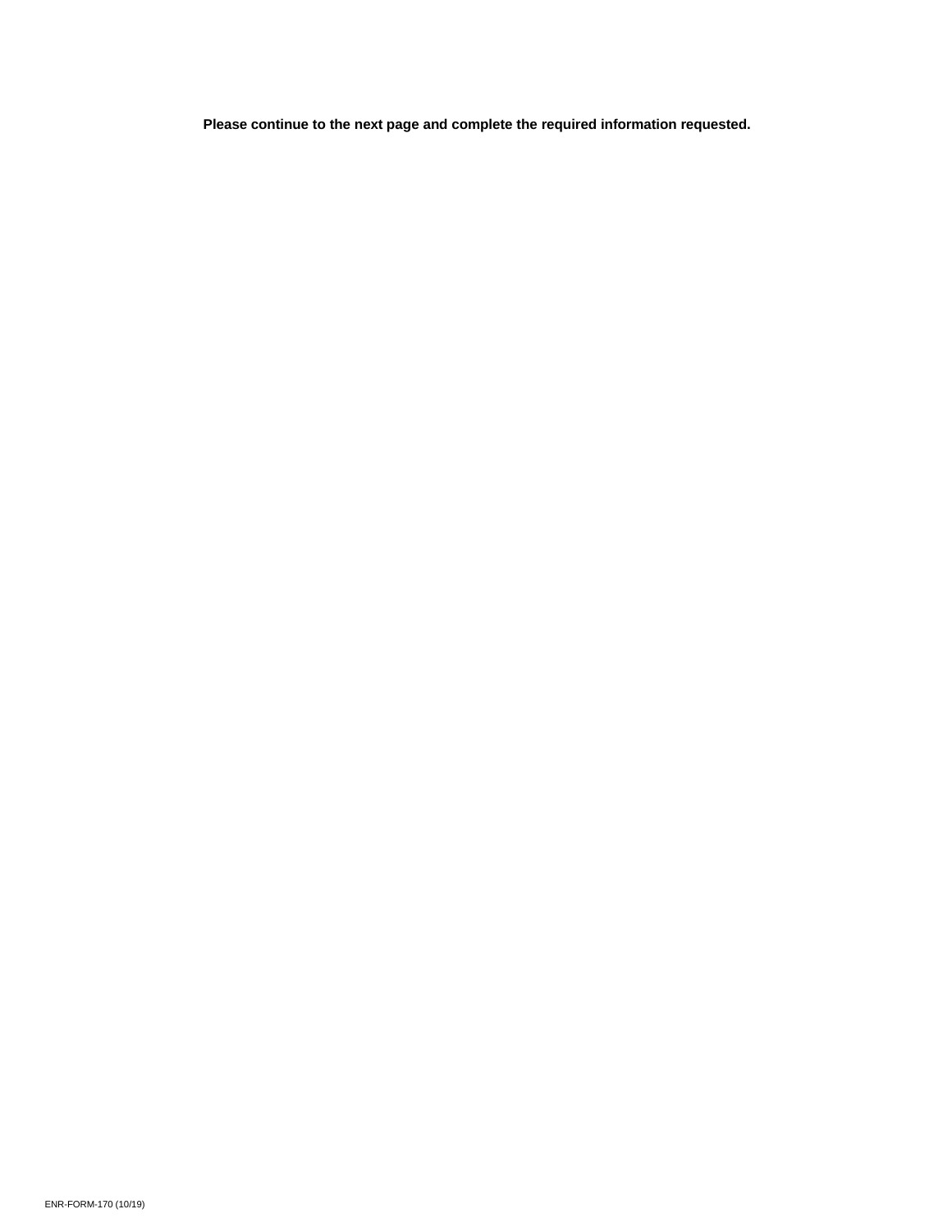**Please continue to the next page and complete the required information requested.**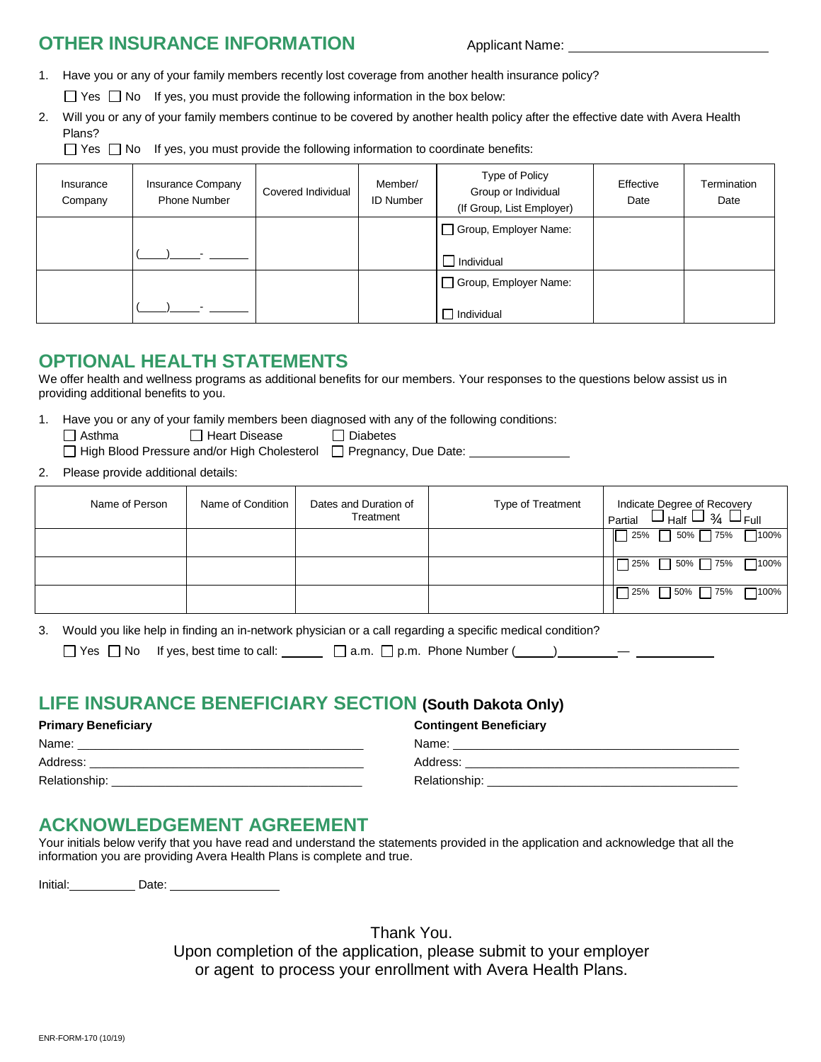## OTHER INSURANCE INFORMATION

Applicant Name: ____________________________

1. Have you or any of your family members recently lost coverage from another health insurance policy?

   ☐ Yes ☐ No If yes, you must provide the following information in the box below:

2. Will you or any of your family members continue to be covered by another health policy after the effective date with Avera Health Plans?

   ☐ Yes ☐ No If yes, you must provide the following information to coordinate benefits:

| Insurance Company | Insurance Company Phone Number | Covered Individual | Member/ ID Number | Type of Policy Group or Individual (If Group, List Employer) | Effective Date | Termination Date |
|---|---|---|---|---|---|---|
| | (____)_____- ______ | | | ☐ Group, Employer Name: ☐ Individual | | |
| | (____)_____- ______ | | | ☐ Group, Employer Name: ☐ Individual | | |

## OPTIONAL HEALTH STATEMENTS

We offer health and wellness programs as additional benefits for our members. Your responses to the questions below assist us in providing additional benefits to you.

1. Have you or any of your family members been diagnosed with any of the following conditions:

   ☐ Asthma ☐ Heart Disease ☐ Diabetes

   ☐ High Blood Pressure and/or High Cholesterol ☐ Pregnancy, Due Date: ______________

2. Please provide additional details:

| Name of Person | Name of Condition | Dates and Duration of Treatment | Type of Treatment | Indicate Degree of Recovery Partial ☐ Half ☐ ¾ ☐ Full |
|---|---|---|---|---|
| | | | | ☐ 25% ☐ 50% ☐ 75% ☐ 100% |
| | | | | ☐ 25% ☐ 50% ☐ 75% ☐ 100% |
| | | | | ☐ 25% ☐ 50% ☐ 75% ☐ 100% |

3. Would you like help in finding an in-network physician or a call regarding a specific medical condition?

   ☐ Yes ☐ No If yes, best time to call: ______ ☐ a.m. ☐ p.m. Phone Number (______)_________— ____________

## LIFE INSURANCE BENEFICIARY SECTION (South Dakota Only)

**Primary Beneficiary**

Name: ________________________________________

Address: ______________________________________

Relationship: __________________________________

**Contingent Beneficiary**

Name: ________________________________________

Address: ______________________________________

Relationship: __________________________________

## ACKNOWLEDGEMENT AGREEMENT

Your initials below verify that you have read and understand the statements provided in the application and acknowledge that all the information you are providing Avera Health Plans is complete and true.

Initial:__________ Date: ________________

Thank You.
Upon completion of the application, please submit to your employer or agent to process your enrollment with Avera Health Plans.

ENR-FORM-170 (10/19)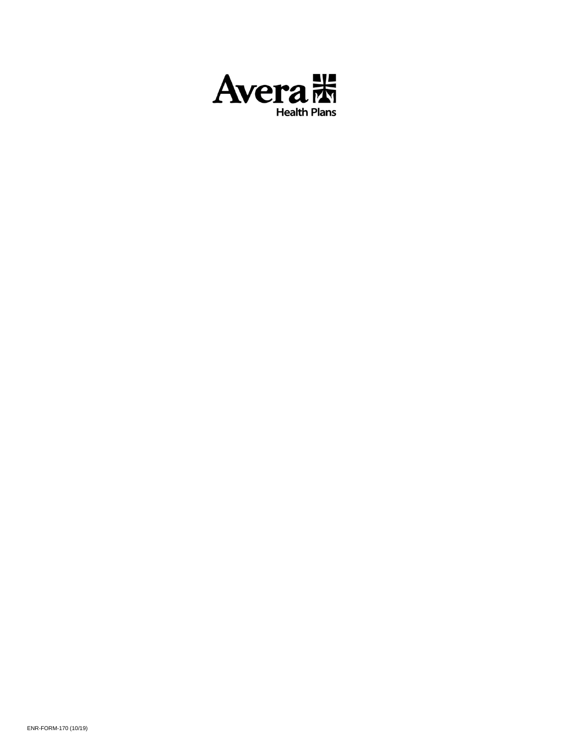Avera Health Plans

ENR-FORM-170 (10/19)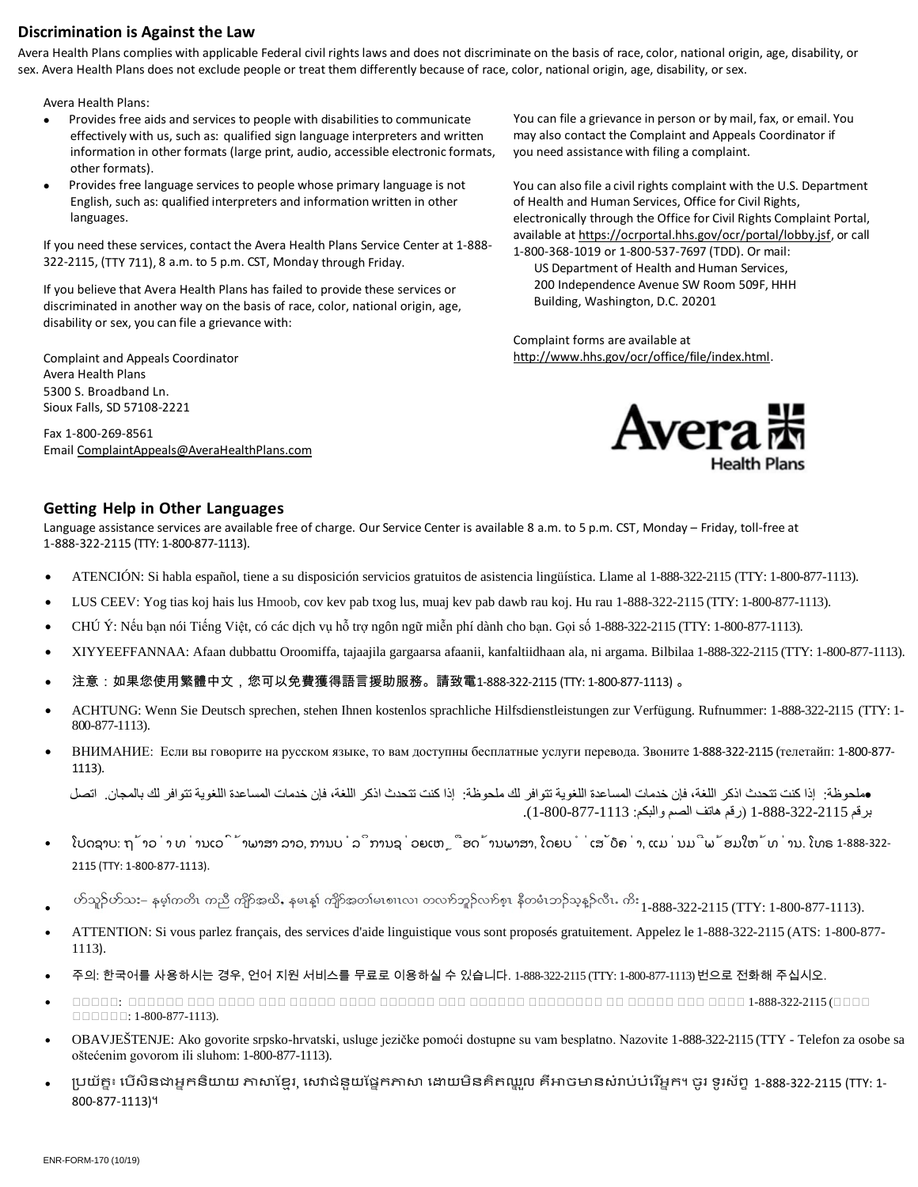## Discrimination is Against the Law

Avera Health Plans complies with applicable Federal civil rights laws and does not discriminate on the basis of race, color, national origin, age, disability, or sex. Avera Health Plans does not exclude people or treat them differently because of race, color, national origin, age, disability, or sex.

Avera Health Plans:

- Provides free aids and services to people with disabilities to communicate effectively with us, such as: qualified sign language interpreters and written information in other formats (large print, audio, accessible electronic formats, other formats).
- Provides free language services to people whose primary language is not English, such as: qualified interpreters and information written in other languages.

If you need these services, contact the Avera Health Plans Service Center at 1-888-322-2115, (TTY 711), 8 a.m. to 5 p.m. CST, Monday through Friday.

If you believe that Avera Health Plans has failed to provide these services or discriminated in another way on the basis of race, color, national origin, age, disability or sex, you can file a grievance with:

Complaint and Appeals Coordinator
Avera Health Plans
5300 S. Broadband Ln.
Sioux Falls, SD 57108-2221

Fax 1-800-269-8561
Email ComplaintAppeals@AveraHealthPlans.com

You can file a grievance in person or by mail, fax, or email. You may also contact the Complaint and Appeals Coordinator if you need assistance with filing a complaint.

You can also file a civil rights complaint with the U.S. Department of Health and Human Services, Office for Civil Rights, electronically through the Office for Civil Rights Complaint Portal, available at https://ocrportal.hhs.gov/ocr/portal/lobby.jsf, or call 1-800-368-1019 or 1-800-537-7697 (TDD). Or mail:
US Department of Health and Human Services,
200 Independence Avenue SW Room 509F, HHH Building, Washington, D.C. 20201

Complaint forms are available at http://www.hhs.gov/ocr/office/file/index.html.

Avera Health Plans

## Getting Help in Other Languages

Language assistance services are available free of charge. Our Service Center is available 8 a.m. to 5 p.m. CST, Monday – Friday, toll-free at 1-888-322-2115 (TTY: 1-800-877-1113).

- ATENCIÓN: Si habla español, tiene a su disposición servicios gratuitos de asistencia lingüística. Llame al 1-888-322-2115 (TTY: 1-800-877-1113).
- LUS CEEV: Yog tias koj hais lus Hmoob, cov kev pab txog lus, muaj kev pab dawb rau koj. Hu rau 1-888-322-2115 (TTY: 1-800-877-1113).
- CHÚ Ý: Nếu bạn nói Tiếng Việt, có các dịch vụ hỗ trợ ngôn ngữ miễn phí dành cho bạn. Gọi số 1-888-322-2115 (TTY: 1-800-877-1113).
- XIYYEEFFANNAA: Afaan dubbattu Oroomiffa, tajaajila gargaarsa afaanii, kanfaltiidhaan ala, ni argama. Bilbilaa 1-888-322-2115 (TTY: 1-800-877-1113).
- 注意：如果您使用繁體中文，您可以免費獲得語言援助服務。請致電1-888-322-2115 (TTY: 1-800-877-1113)。
- ACHTUNG: Wenn Sie Deutsch sprechen, stehen Ihnen kostenlos sprachliche Hilfsdienstleistungen zur Verfügung. Rufnummer: 1-888-322-2115 (TTY: 1-800-877-1113).
- ВНИМАНИЕ: Если вы говорите на русском языке, то вам доступны бесплатные услуги перевода. Звоните 1-888-322-2115 (телетайп: 1-800-877-1113).
- ملحوظة: إذا كنت تتحدث اذكر اللغة، فإن خدمات المساعدة اللغوية تتوافر لك بالمجان. اتصل برقم 1-888-322-2115 (رقم هاتف الصم والبكم: 1-800-877-1113).
- ໂປດຊາບ: ຖ້າວ່າ ທ່ານເວົ້າພາສາ ລາວ, ການບໍລິການຊ່ວຍເຫຼືອດ້ານພາສາ, ໂດຍບໍ່ເສັຽຄ່າ, ແມ່ນມີພ້ອມໃຫ້ທ່ານ. ໂທຣ 1-888-322-2115 (TTY: 1-800-877-1113).
- ဟ်သူဉ်ဟ်သး– နမ့ၢ်ကတိၤ ကညီ ကျိာ်အယိ, နမၤန့ၢ် ကျိာ်အတၢ်မၤစၢၤလၢ တလၢာ်ဘူဉ်လၢာ်စ့ၢ် နီတမံၤဘၣ်သ့န့ၣ်လီၤ. ကိး 1-888-322-2115 (TTY: 1-800-877-1113).
- ATTENTION: Si vous parlez français, des services d'aide linguistique vous sont proposés gratuitement. Appelez le 1-888-322-2115 (ATS: 1-800-877-1113).
- 주의: 한국어를 사용하시는 경우, 언어 지원 서비스를 무료로 이용하실 수 있습니다. 1-888-322-2115 (TTY: 1-800-877-1113) 번으로 전화해 주십시오.
- □□□□□: □□□□□□ □□□ □□□□ □□□ □□□□□ □□□□ □□□□□□ □□□ □□□□□□ □□□□□□□□ □□ □□□□□ □□□ □□□□ 1-888-322-2115 (□□□□ □□□□□□: 1-800-877-1113).
- OBAVJEŠTENJE: Ako govorite srpsko-hrvatski, usluge jezičke pomoći dostupne su vam besplatno. Nazovite 1-888-322-2115 (TTY - Telefon za osobe sa oštećenim govorom ili sluhom: 1-800-877-1113).
- ប្រយ័ត្ន៖ បើសិនជាអ្នកនិយាយ ភាសាខ្មែរ, សេវាជំនួយផ្នែកភាសា ដោយមិនគិតឈ្នួល គឺអាចមានសំរាប់បំរើអ្នក។ ចូរ ទូរស័ព្ទ 1-888-322-2115 (TTY: 1-800-877-1113)។

ENR-FORM-170 (10/19)